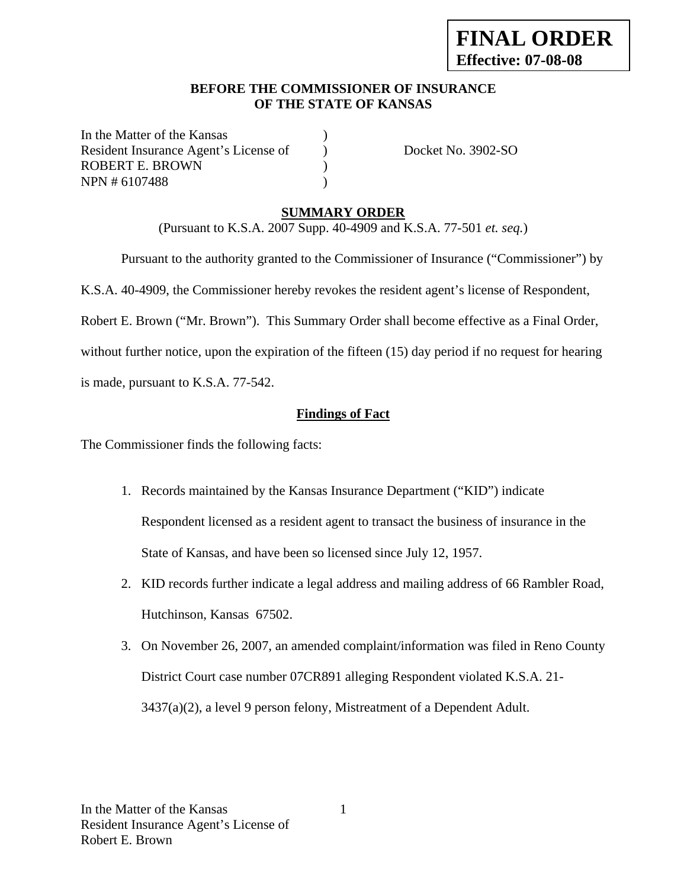**FINAL ORDER**
**Effective: 07-08-08**

**BEFORE THE COMMISSIONER OF INSURANCE**
**OF THE STATE OF KANSAS**

| | | |
|---|---|---|
| In the Matter of the Kansas | ) | |
| Resident Insurance Agent's License of | ) | Docket No. 3902-SO |
| ROBERT E. BROWN | ) | |
| NPN # 6107488 | ) | |

**SUMMARY ORDER**

(Pursuant to K.S.A. 2007 Supp. 40-4909 and K.S.A. 77-501 *et. seq.*)

Pursuant to the authority granted to the Commissioner of Insurance ("Commissioner") by K.S.A. 40-4909, the Commissioner hereby revokes the resident agent's license of Respondent, Robert E. Brown ("Mr. Brown"). This Summary Order shall become effective as a Final Order, without further notice, upon the expiration of the fifteen (15) day period if no request for hearing is made, pursuant to K.S.A. 77-542.

**Findings of Fact**

The Commissioner finds the following facts:

1. Records maintained by the Kansas Insurance Department ("KID") indicate Respondent licensed as a resident agent to transact the business of insurance in the State of Kansas, and have been so licensed since July 12, 1957.
2. KID records further indicate a legal address and mailing address of 66 Rambler Road, Hutchinson, Kansas 67502.
3. On November 26, 2007, an amended complaint/information was filed in Reno County District Court case number 07CR891 alleging Respondent violated K.S.A. 21-3437(a)(2), a level 9 person felony, Mistreatment of a Dependent Adult.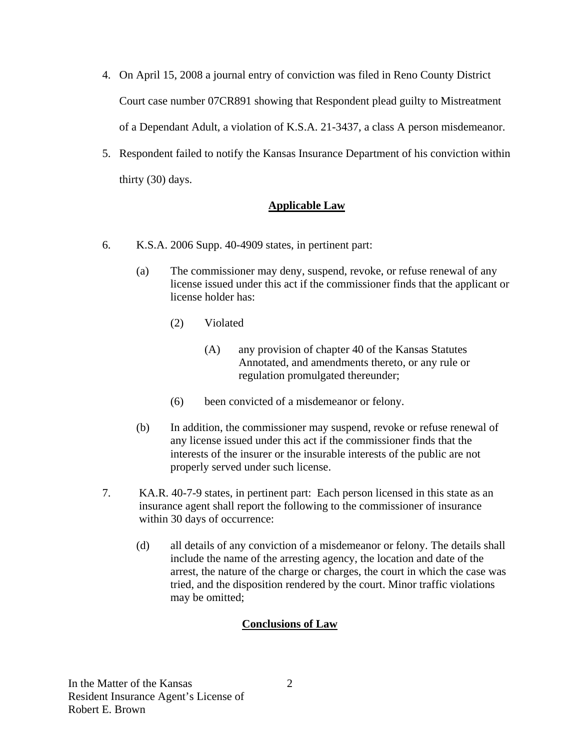4. On April 15, 2008 a journal entry of conviction was filed in Reno County District Court case number 07CR891 showing that Respondent plead guilty to Mistreatment of a Dependant Adult, a violation of K.S.A. 21-3437, a class A person misdemeanor.

5. Respondent failed to notify the Kansas Insurance Department of his conviction within thirty (30) days.

## Applicable Law

6. K.S.A. 2006 Supp. 40-4909 states, in pertinent part:

   (a) The commissioner may deny, suspend, revoke, or refuse renewal of any license issued under this act if the commissioner finds that the applicant or license holder has:

      (2) Violated

         (A) any provision of chapter 40 of the Kansas Statutes Annotated, and amendments thereto, or any rule or regulation promulgated thereunder;

      (6) been convicted of a misdemeanor or felony.

   (b) In addition, the commissioner may suspend, revoke or refuse renewal of any license issued under this act if the commissioner finds that the interests of the insurer or the insurable interests of the public are not properly served under such license.

7. KA.R. 40-7-9 states, in pertinent part: Each person licensed in this state as an insurance agent shall report the following to the commissioner of insurance within 30 days of occurrence:

   (d) all details of any conviction of a misdemeanor or felony. The details shall include the name of the arresting agency, the location and date of the arrest, the nature of the charge or charges, the court in which the case was tried, and the disposition rendered by the court. Minor traffic violations may be omitted;

## Conclusions of Law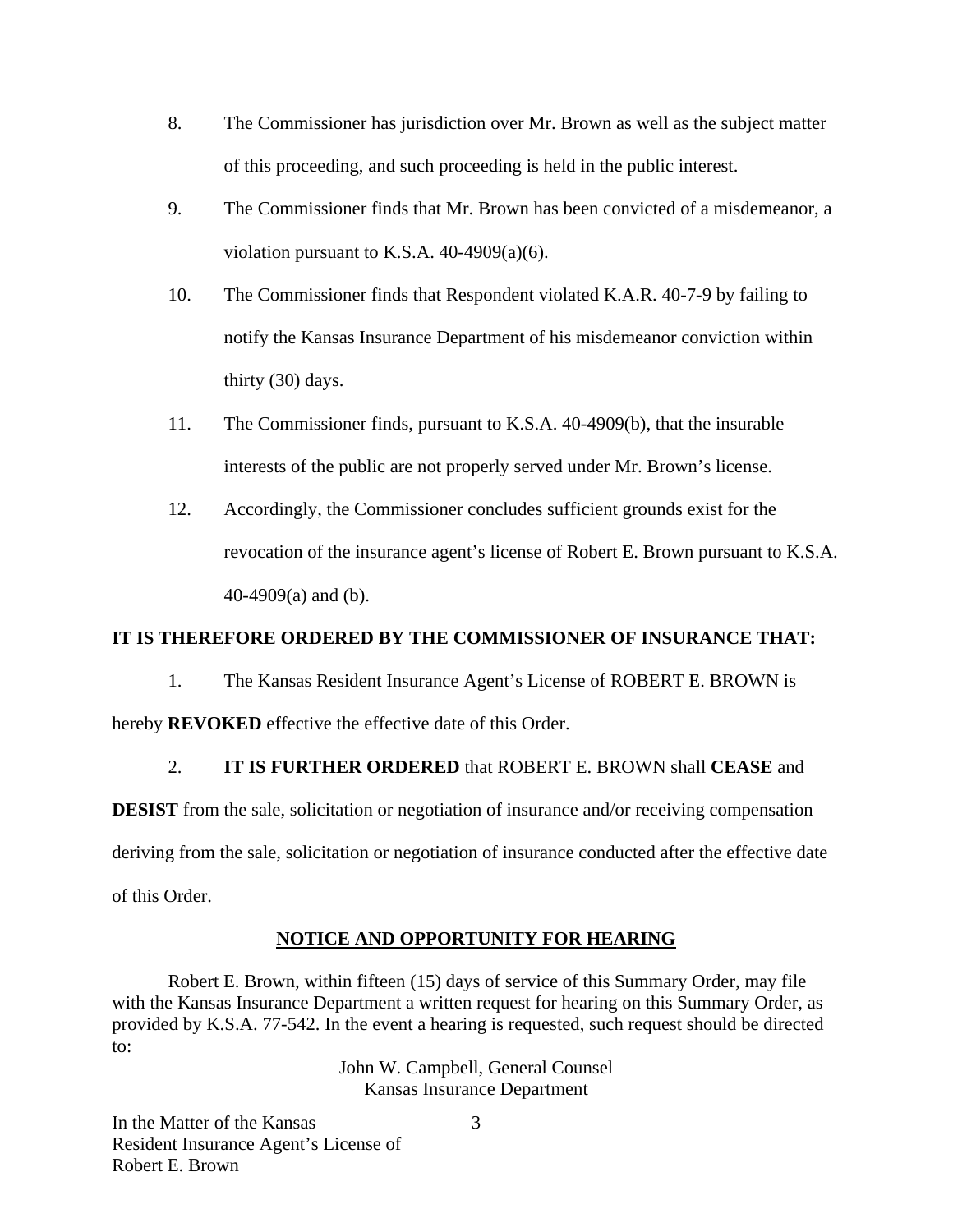8. The Commissioner has jurisdiction over Mr. Brown as well as the subject matter of this proceeding, and such proceeding is held in the public interest.

9. The Commissioner finds that Mr. Brown has been convicted of a misdemeanor, a violation pursuant to K.S.A. 40-4909(a)(6).

10. The Commissioner finds that Respondent violated K.A.R. 40-7-9 by failing to notify the Kansas Insurance Department of his misdemeanor conviction within thirty (30) days.

11. The Commissioner finds, pursuant to K.S.A. 40-4909(b), that the insurable interests of the public are not properly served under Mr. Brown's license.

12. Accordingly, the Commissioner concludes sufficient grounds exist for the revocation of the insurance agent's license of Robert E. Brown pursuant to K.S.A. 40-4909(a) and (b).

**IT IS THEREFORE ORDERED BY THE COMMISSIONER OF INSURANCE THAT:**

1. The Kansas Resident Insurance Agent's License of ROBERT E. BROWN is hereby **REVOKED** effective the effective date of this Order.

2. **IT IS FURTHER ORDERED** that ROBERT E. BROWN shall **CEASE** and **DESIST** from the sale, solicitation or negotiation of insurance and/or receiving compensation deriving from the sale, solicitation or negotiation of insurance conducted after the effective date of this Order.

## NOTICE AND OPPORTUNITY FOR HEARING

Robert E. Brown, within fifteen (15) days of service of this Summary Order, may file with the Kansas Insurance Department a written request for hearing on this Summary Order, as provided by K.S.A. 77-542. In the event a hearing is requested, such request should be directed to:

John W. Campbell, General Counsel
Kansas Insurance Department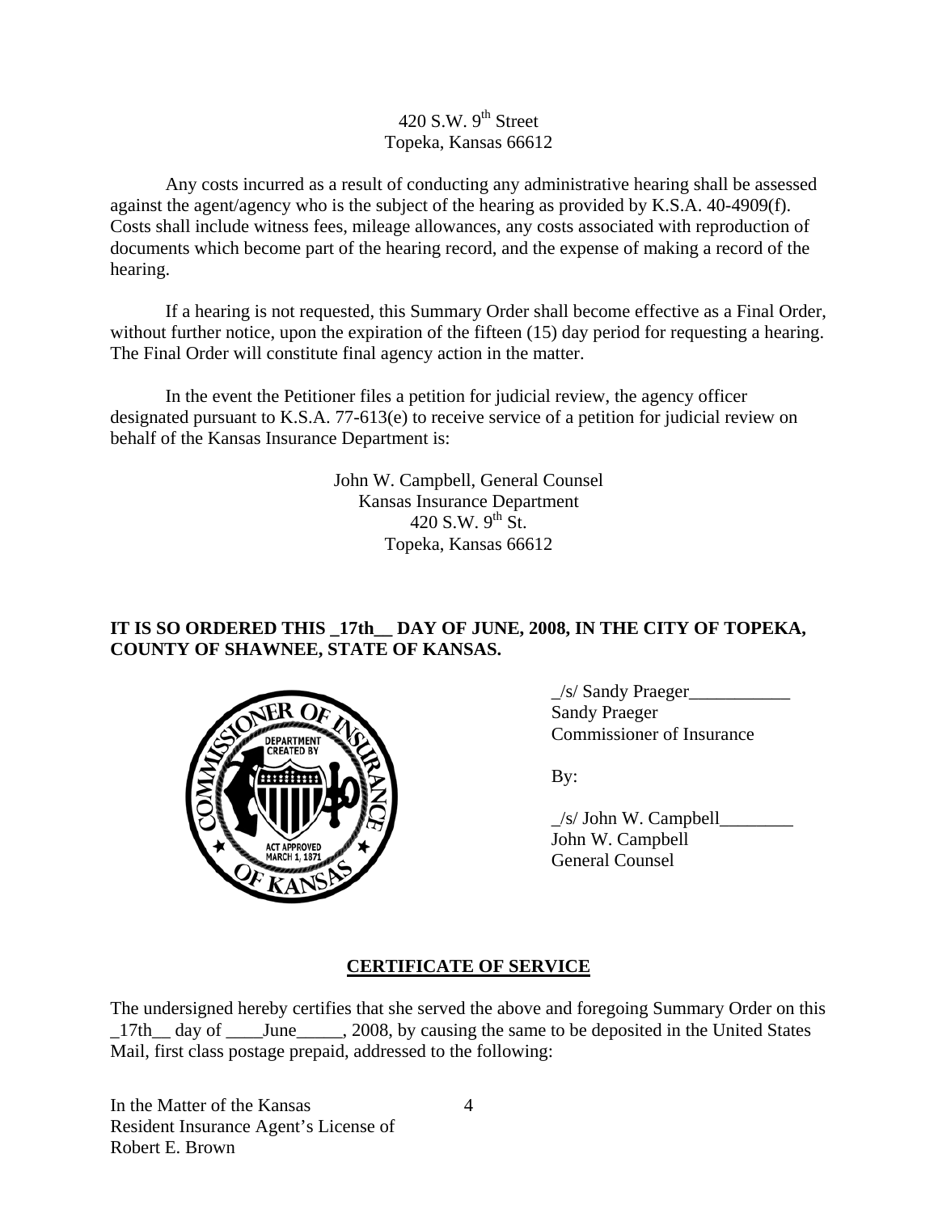420 S.W. 9th Street
Topeka, Kansas 66612

Any costs incurred as a result of conducting any administrative hearing shall be assessed against the agent/agency who is the subject of the hearing as provided by K.S.A. 40-4909(f). Costs shall include witness fees, mileage allowances, any costs associated with reproduction of documents which become part of the hearing record, and the expense of making a record of the hearing.

If a hearing is not requested, this Summary Order shall become effective as a Final Order, without further notice, upon the expiration of the fifteen (15) day period for requesting a hearing. The Final Order will constitute final agency action in the matter.

In the event the Petitioner files a petition for judicial review, the agency officer designated pursuant to K.S.A. 77-613(e) to receive service of a petition for judicial review on behalf of the Kansas Insurance Department is:

John W. Campbell, General Counsel
Kansas Insurance Department
420 S.W. 9th St.
Topeka, Kansas 66612

**IT IS SO ORDERED THIS _17th__ DAY OF JUNE, 2008, IN THE CITY OF TOPEKA, COUNTY OF SHAWNEE, STATE OF KANSAS.**

_/s/ Sandy Praeger___________
Sandy Praeger
Commissioner of Insurance

By:

_/s/ John W. Campbell________
John W. Campbell
General Counsel

**CERTIFICATE OF SERVICE**

The undersigned hereby certifies that she served the above and foregoing Summary Order on this _17th__ day of ____June_____, 2008, by causing the same to be deposited in the United States Mail, first class postage prepaid, addressed to the following: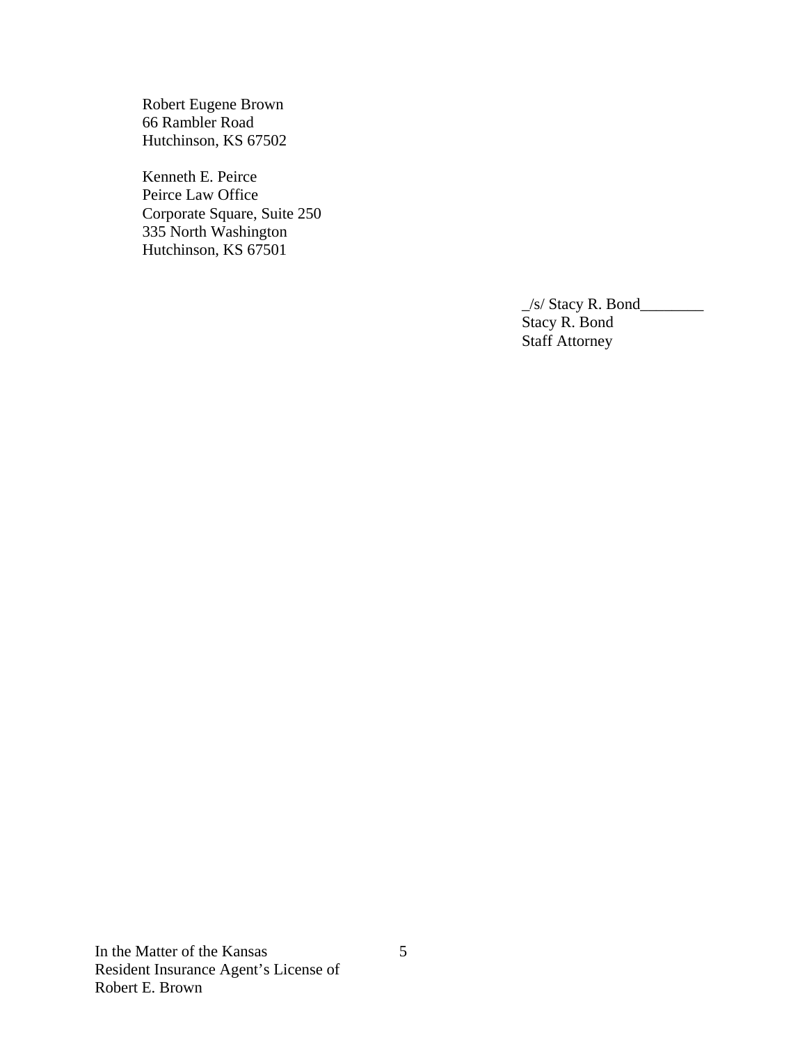Robert Eugene Brown
66 Rambler Road
Hutchinson, KS 67502

Kenneth E. Peirce
Peirce Law Office
Corporate Square, Suite 250
335 North Washington
Hutchinson, KS 67501

_/s/ Stacy R. Bond________
Stacy R. Bond
Staff Attorney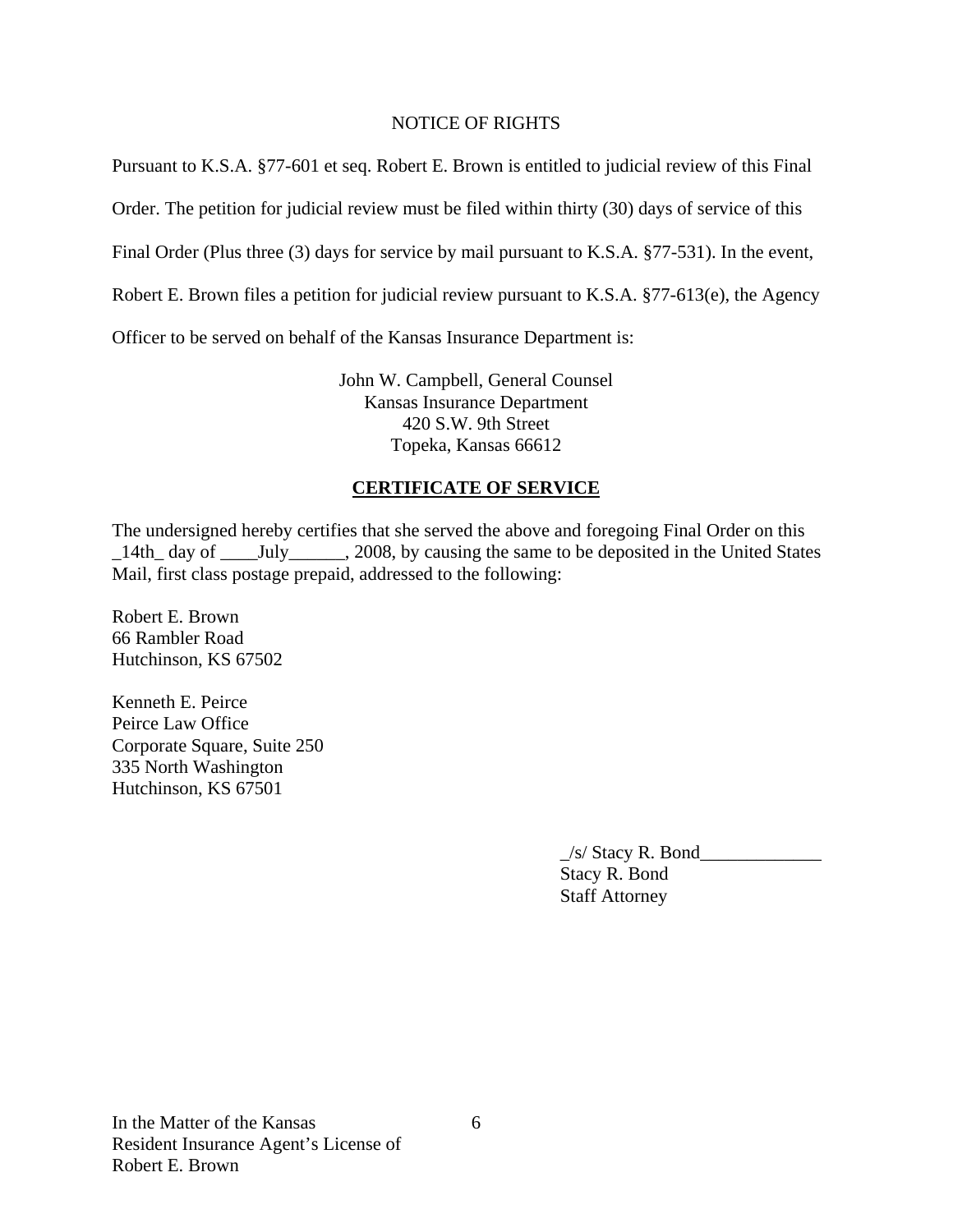NOTICE OF RIGHTS

Pursuant to K.S.A. §77-601 et seq. Robert E. Brown is entitled to judicial review of this Final Order. The petition for judicial review must be filed within thirty (30) days of service of this Final Order (Plus three (3) days for service by mail pursuant to K.S.A. §77-531). In the event, Robert E. Brown files a petition for judicial review pursuant to K.S.A. §77-613(e), the Agency Officer to be served on behalf of the Kansas Insurance Department is:

John W. Campbell, General Counsel
Kansas Insurance Department
420 S.W. 9th Street
Topeka, Kansas 66612

**CERTIFICATE OF SERVICE**

The undersigned hereby certifies that she served the above and foregoing Final Order on this _14th_ day of ____July______, 2008, by causing the same to be deposited in the United States Mail, first class postage prepaid, addressed to the following:

Robert E. Brown
66 Rambler Road
Hutchinson, KS 67502

Kenneth E. Peirce
Peirce Law Office
Corporate Square, Suite 250
335 North Washington
Hutchinson, KS 67501

_/s/ Stacy R. Bond_____________
Stacy R. Bond
Staff Attorney